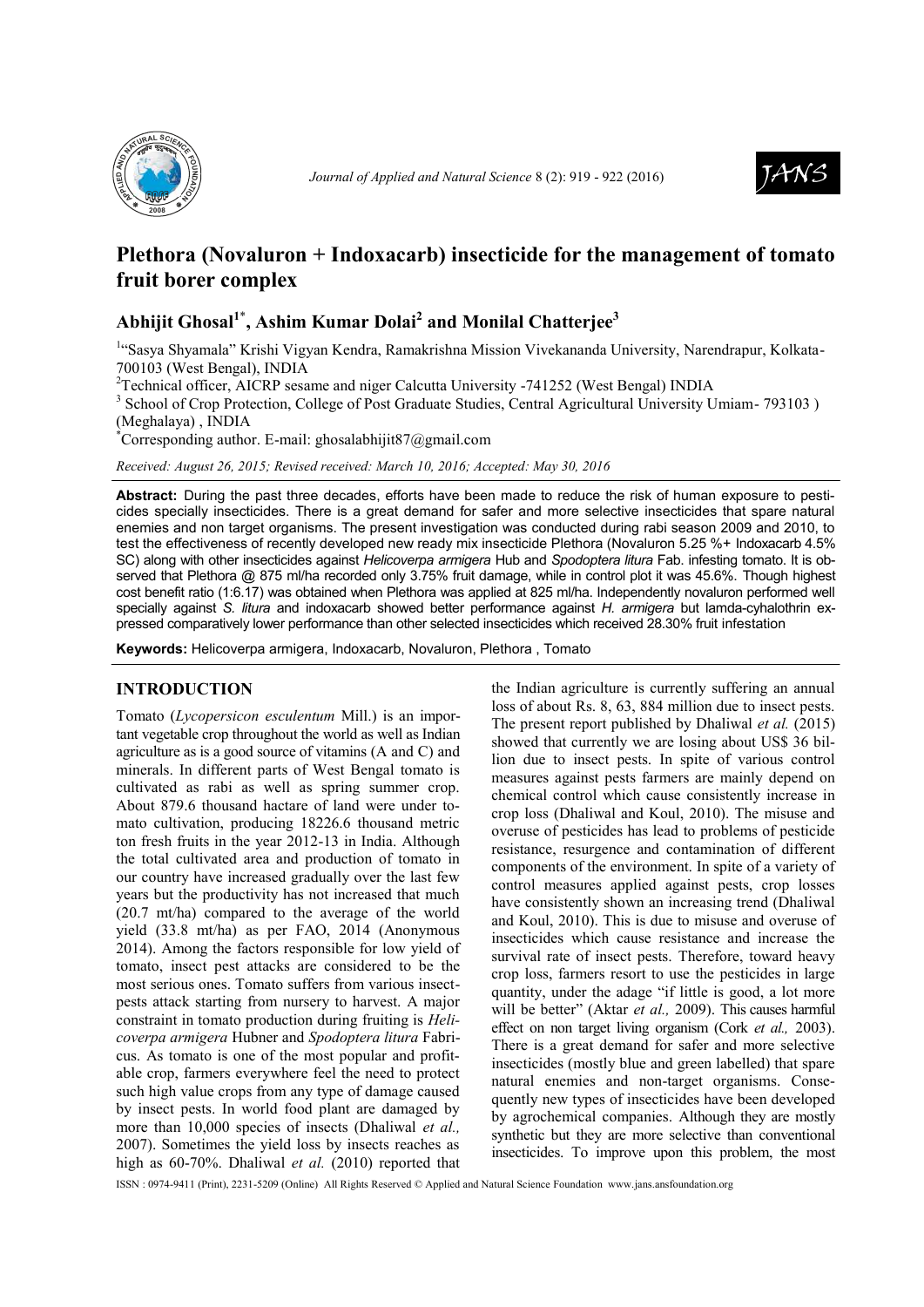# Plethora (Novaluron + Indoxacarb) insecticide for the management of tomato fruit borer complex

## Abhijit Ghosal[1*], Ashim Kumar Dolai[2] and Monilal Chatterjee[3]

[1]"Sasya Shyamala" Krishi Vigyan Kendra, Ramakrishna Mission Vivekananda University, Narendrapur, Kolkata-700103 (West Bengal), INDIA

[2]Technical officer, AICRP sesame and niger Calcutta University -741252 (West Bengal) INDIA

[3] School of Crop Protection, College of Post Graduate Studies, Central Agricultural University Umiam- 793103 ) (Meghalaya) , INDIA

[*]Corresponding author. E-mail: ghosalabhijit87@gmail.com

*Received: August 26, 2015; Revised received: March 10, 2016; Accepted: May 30, 2016*

**Abstract:** During the past three decades, efforts have been made to reduce the risk of human exposure to pesticides specially insecticides. There is a great demand for safer and more selective insecticides that spare natural enemies and non target organisms. The present investigation was conducted during rabi season 2009 and 2010, to test the effectiveness of recently developed new ready mix insecticide Plethora (Novaluron 5.25 %+ Indoxacarb 4.5% SC) along with other insecticides against *Helicoverpa armigera* Hub and *Spodoptera litura* Fab. infesting tomato. It is observed that Plethora @ 875 ml/ha recorded only 3.75% fruit damage, while in control plot it was 45.6%. Though highest cost benefit ratio (1:6.17) was obtained when Plethora was applied at 825 ml/ha. Independently novaluron performed well specially against *S. litura* and indoxacarb showed better performance against *H. armigera* but lamda-cyhalothrin expressed comparatively lower performance than other selected insecticides which received 28.30% fruit infestation

**Keywords:** Helicoverpa armigera, Indoxacarb, Novaluron, Plethora , Tomato

## INTRODUCTION

Tomato (*Lycopersicon esculentum* Mill.) is an important vegetable crop throughout the world as well as Indian agriculture as is a good source of vitamins (A and C) and minerals. In different parts of West Bengal tomato is cultivated as rabi as well as spring summer crop. About 879.6 thousand hactare of land were under tomato cultivation, producing 18226.6 thousand metric ton fresh fruits in the year 2012-13 in India. Although the total cultivated area and production of tomato in our country have increased gradually over the last few years but the productivity has not increased that much (20.7 mt/ha) compared to the average of the world yield (33.8 mt/ha) as per FAO, 2014 (Anonymous 2014). Among the factors responsible for low yield of tomato, insect pest attacks are considered to be the most serious ones. Tomato suffers from various insect-pests attack starting from nursery to harvest. A major constraint in tomato production during fruiting is *Helicoverpa armigera* Hubner and *Spodoptera litura* Fabricus. As tomato is one of the most popular and profitable crop, farmers everywhere feel the need to protect such high value crops from any type of damage caused by insect pests. In world food plant are damaged by more than 10,000 species of insects (Dhaliwal *et al.,* 2007). Sometimes the yield loss by insects reaches as high as 60-70%. Dhaliwal *et al.* (2010) reported that the Indian agriculture is currently suffering an annual loss of about Rs. 8, 63, 884 million due to insect pests. The present report published by Dhaliwal *et al.* (2015) showed that currently we are losing about US$ 36 billion due to insect pests. In spite of various control measures against pests farmers are mainly depend on chemical control which cause consistently increase in crop loss (Dhaliwal and Koul, 2010). The misuse and overuse of pesticides has lead to problems of pesticide resistance, resurgence and contamination of different components of the environment. In spite of a variety of control measures applied against pests, crop losses have consistently shown an increasing trend (Dhaliwal and Koul, 2010). This is due to misuse and overuse of insecticides which cause resistance and increase the survival rate of insect pests. Therefore, toward heavy crop loss, farmers resort to use the pesticides in large quantity, under the adage "if little is good, a lot more will be better" (Aktar *et al.,* 2009). This causes harmful effect on non target living organism (Cork *et al.,* 2003). There is a great demand for safer and more selective insecticides (mostly blue and green labelled) that spare natural enemies and non-target organisms. Consequently new types of insecticides have been developed by agrochemical companies. Although they are mostly synthetic but they are more selective than conventional insecticides. To improve upon this problem, the most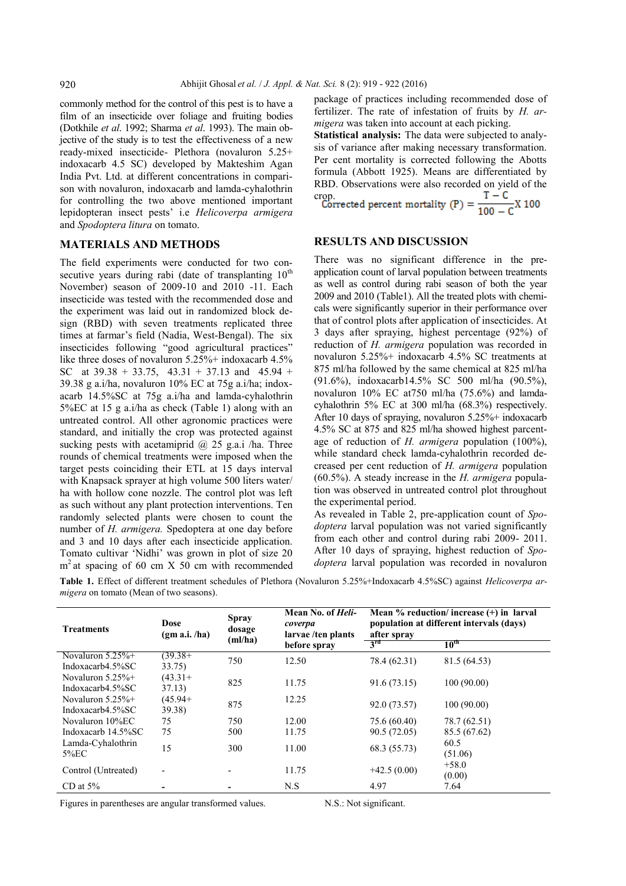commonly method for the control of this pest is to have a film of an insecticide over foliage and fruiting bodies (Dotkhile *et al*. 1992; Sharma *et al*. 1993). The main objective of the study is to test the effectiveness of a new ready-mixed insecticide- Plethora (novaluron 5.25+ indoxacarb 4.5 SC) developed by Makteshim Agan India Pvt. Ltd. at different concentrations in comparison with novaluron, indoxacarb and lamda-cyhalothrin for controlling the two above mentioned important lepidopteran insect pests' i.e *Helicoverpa armigera* and *Spodoptera litura* on tomato.

## MATERIALS AND METHODS

The field experiments were conducted for two consecutive years during rabi (date of transplanting 10[th] November) season of 2009-10 and 2010 -11. Each insecticide was tested with the recommended dose and the experiment was laid out in randomized block design (RBD) with seven treatments replicated three times at farmar's field (Nadia, West-Bengal). The six insecticides following "good agricultural practices" like three doses of novaluron 5.25%+ indoxacarb 4.5% SC at 39.38 + 33.75, 43.31 + 37.13 and 45.94 + 39.38 g a.i/ha, novaluron 10% EC at 75g a.i/ha; indoxacarb 14.5%SC at 75g a.i/ha and lamda-cyhalothrin 5%EC at 15 g a.i/ha as check (Table 1) along with an untreated control. All other agronomic practices were standard, and initially the crop was protected against sucking pests with acetamiprid @ 25 g.a.i /ha. Three rounds of chemical treatments were imposed when the target pests coinciding their ETL at 15 days interval with Knapsack sprayer at high volume 500 liters water/ha with hollow cone nozzle. The control plot was left as such without any plant protection interventions. Ten randomly selected plants were chosen to count the number of *H. armigera.* Spedoptera at one day before and 3 and 10 days after each insecticide application. Tomato cultivar 'Nidhi' was grown in plot of size 20 $m^2$ at spacing of 60 cm X 50 cm with recommended package of practices including recommended dose of fertilizer. The rate of infestation of fruits by *H. armigera* was taken into account at each picking.

**Statistical analysis:** The data were subjected to analysis of variance after making necessary transformation. Per cent mortality is corrected following the Abotts formula (Abbott 1925). Means are differentiated by RBD. Observations were also recorded on yield of the crop.

$$\text{Corrected percent mortality (P)} = \frac{T - C}{100 - C} X\ 100$$

## RESULTS AND DISCUSSION

There was no significant difference in the pre-application count of larval population between treatments as well as control during rabi season of both the year 2009 and 2010 (Table1). All the treated plots with chemicals were significantly superior in their performance over that of control plots after application of insecticides. At 3 days after spraying, highest percentage (92%) of reduction of *H. armigera* population was recorded in novaluron 5.25%+ indoxacarb 4.5% SC treatments at 875 ml/ha followed by the same chemical at 825 ml/ha (91.6%), indoxacarb14.5% SC 500 ml/ha (90.5%), novaluron 10% EC at750 ml/ha (75.6%) and lamdacyhalothrin 5% EC at 300 ml/ha (68.3%) respectively. After 10 days of spraying, novaluron 5.25%+ indoxacarb 4.5% SC at 875 and 825 ml/ha showed highest percentage of reduction of *H. armigera* population (100%), while standard check lamda-cyhalothrin recorded decreased per cent reduction of *H. armigera* population (60.5%). A steady increase in the *H. armigera* population was observed in untreated control plot throughout the experimental period.

As revealed in Table 2, pre-application count of *Spodoptera* larval population was not varied significantly from each other and control during rabi 2009- 2011. After 10 days of spraying, highest reduction of *Spodoptera* larval population was recorded in novaluron

**Table 1.** Effect of different treatment schedules of Plethora (Novaluron 5.25%+Indoxacarb 4.5%SC) against *Helicoverpa armigera* on tomato (Mean of two seasons).

| Treatments | Dose (gm a.i. /ha) | Spray dosage (ml/ha) | Mean No. of *Helicoverpa* larvae /ten plants before spray | Mean % reduction/ increase (+) in larval population at different intervals (days) after spray | |
|---|---|---|---|---|---|
| | | | | 3[rd] | 10[th] |
| Novaluron 5.25%+ Indoxacarb4.5%SC | (39.38+ 33.75) | 750 | 12.50 | 78.4 (62.31) | 81.5 (64.53) |
| Novaluron 5.25%+ Indoxacarb4.5%SC | (43.31+ 37.13) | 825 | 11.75 | 91.6 (73.15) | 100 (90.00) |
| Novaluron 5.25%+ Indoxacarb4.5%SC | (45.94+ 39.38) | 875 | 12.25 | 92.0 (73.57) | 100 (90.00) |
| Novaluron 10%EC | 75 | 750 | 12.00 | 75.6 (60.40) | 78.7 (62.51) |
| Indoxacarb 14.5%SC | 75 | 500 | 11.75 | 90.5 (72.05) | 85.5 (67.62) |
| Lamda-Cyhalothrin 5%EC | 15 | 300 | 11.00 | 68.3 (55.73) | 60.5 (51.06) |
| Control (Untreated) | - | - | 11.75 | +42.5 (0.00) | +58.0 (0.00) |
| CD at 5% | - | - | N.S | 4.97 | 7.64 |

Figures in parentheses are angular transformed values. N.S.: Not significant.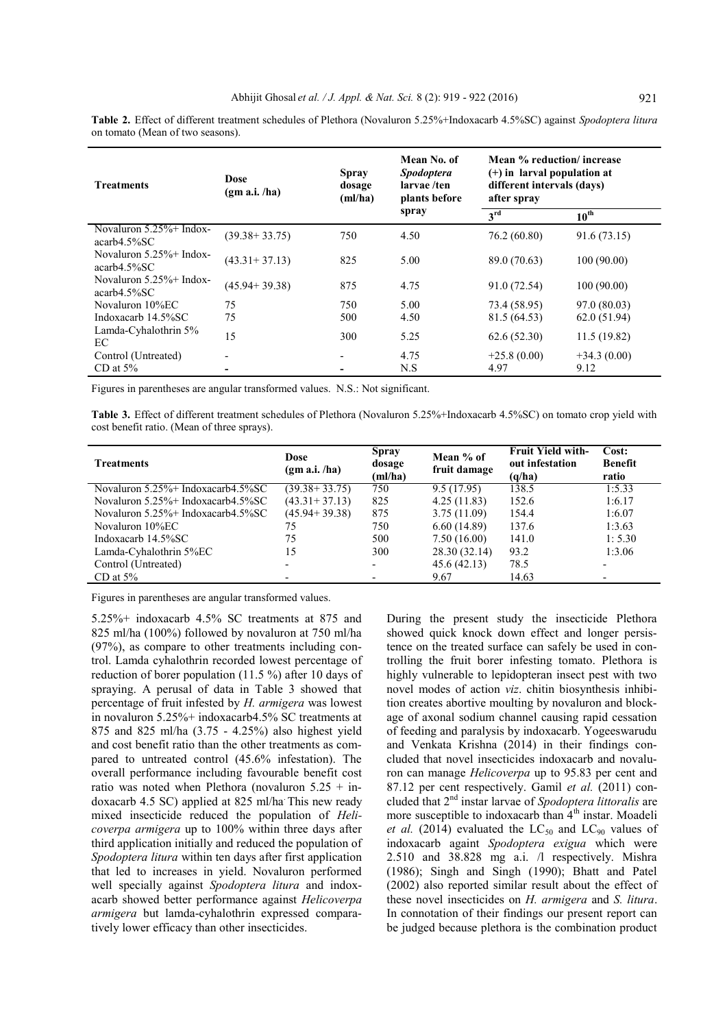**Table 2.** Effect of different treatment schedules of Plethora (Novaluron 5.25%+Indoxacarb 4.5%SC) against *Spodoptera litura* on tomato (Mean of two seasons).

| Treatments | Dose (gm a.i. /ha) | Spray dosage (ml/ha) | Mean No. of *Spodoptera* larvae /ten plants before spray | Mean % reduction/ increase (+) in larval population at different intervals (days) after spray | |
|---|---|---|---|---|---|
| | | | | 3[rd] | 10[th] |
| Novaluron 5.25%+ Indox-acarb4.5%SC | (39.38+ 33.75) | 750 | 4.50 | 76.2 (60.80) | 91.6 (73.15) |
| Novaluron 5.25%+ Indox-acarb4.5%SC | (43.31+ 37.13) | 825 | 5.00 | 89.0 (70.63) | 100 (90.00) |
| Novaluron 5.25%+ Indox-acarb4.5%SC | (45.94+ 39.38) | 875 | 4.75 | 91.0 (72.54) | 100 (90.00) |
| Novaluron 10%EC | 75 | 750 | 5.00 | 73.4 (58.95) | 97.0 (80.03) |
| Indoxacarb 14.5%SC | 75 | 500 | 4.50 | 81.5 (64.53) | 62.0 (51.94) |
| Lamda-Cyhalothrin 5% EC | 15 | 300 | 5.25 | 62.6 (52.30) | 11.5 (19.82) |
| Control (Untreated) | - | - | 4.75 | +25.8 (0.00) | +34.3 (0.00) |
| CD at 5% | - | - | N.S | 4.97 | 9.12 |

Figures in parentheses are angular transformed values. N.S.: Not significant.

**Table 3.** Effect of different treatment schedules of Plethora (Novaluron 5.25%+Indoxacarb 4.5%SC) on tomato crop yield with cost benefit ratio. (Mean of three sprays).

| Treatments | Dose (gm a.i. /ha) | Spray dosage (ml/ha) | Mean % of fruit damage | Fruit Yield without infestation (q/ha) | Cost: Benefit ratio |
|---|---|---|---|---|---|
| Novaluron 5.25%+ Indoxacarb4.5%SC | (39.38+ 33.75) | 750 | 9.5 (17.95) | 138.5 | 1:5.33 |
| Novaluron 5.25%+ Indoxacarb4.5%SC | (43.31+ 37.13) | 825 | 4.25 (11.83) | 152.6 | 1:6.17 |
| Novaluron 5.25%+ Indoxacarb4.5%SC | (45.94+ 39.38) | 875 | 3.75 (11.09) | 154.4 | 1:6.07 |
| Novaluron 10%EC | 75 | 750 | 6.60 (14.89) | 137.6 | 1:3.63 |
| Indoxacarb 14.5%SC | 75 | 500 | 7.50 (16.00) | 141.0 | 1: 5.30 |
| Lamda-Cyhalothrin 5%EC | 15 | 300 | 28.30 (32.14) | 93.2 | 1:3.06 |
| Control (Untreated) | - | - | 45.6 (42.13) | 78.5 | - |
| CD at 5% | - | - | 9.67 | 14.63 | - |

Figures in parentheses are angular transformed values.

5.25%+ indoxacarb 4.5% SC treatments at 875 and 825 ml/ha (100%) followed by novaluron at 750 ml/ha (97%), as compare to other treatments including control. Lamda cyhalothrin recorded lowest percentage of reduction of borer population (11.5 %) after 10 days of spraying. A perusal of data in Table 3 showed that percentage of fruit infested by *H. armigera* was lowest in novaluron 5.25%+ indoxacarb4.5% SC treatments at 875 and 825 ml/ha (3.75 - 4.25%) also highest yield and cost benefit ratio than the other treatments as compared to untreated control (45.6% infestation). The overall performance including favourable benefit cost ratio was noted when Plethora (novaluron 5.25 + indoxacarb 4.5 SC) applied at 825 ml/ha. This new ready mixed insecticide reduced the population of *Helicoverpa armigera* up to 100% within three days after third application initially and reduced the population of *Spodoptera litura* within ten days after first application that led to increases in yield. Novaluron performed well specially against *Spodoptera litura* and indoxacarb showed better performance against *Helicoverpa armigera* but lamda-cyhalothrin expressed comparatively lower efficacy than other insecticides.

During the present study the insecticide Plethora showed quick knock down effect and longer persistence on the treated surface can safely be used in controlling the fruit borer infesting tomato. Plethora is highly vulnerable to lepidopteran insect pest with two novel modes of action *viz*. chitin biosynthesis inhibition creates abortive moulting by novaluron and blockage of axonal sodium channel causing rapid cessation of feeding and paralysis by indoxacarb. Yogeeswarudu and Venkata Krishna (2014) in their findings concluded that novel insecticides indoxacarb and novaluron can manage *Helicoverpa* up to 95.83 per cent and 87.12 per cent respectively. Gamil *et al.* (2011) concluded that 2[nd] instar larvae of *Spodoptera littoralis* are more susceptible to indoxacarb than 4[th] instar. Moadeli *et al.* (2014) evaluated the $LC_{50}$ and $LC_{90}$ values of indoxacarb against *Spodoptera exigua* which were 2.510 and 38.828 mg a.i. /l respectively. Mishra (1986); Singh and Singh (1990); Bhatt and Patel (2002) also reported similar result about the effect of these novel insecticides on *H. armigera* and *S. litura*. In connotation of their findings our present report can be judged because plethora is the combination product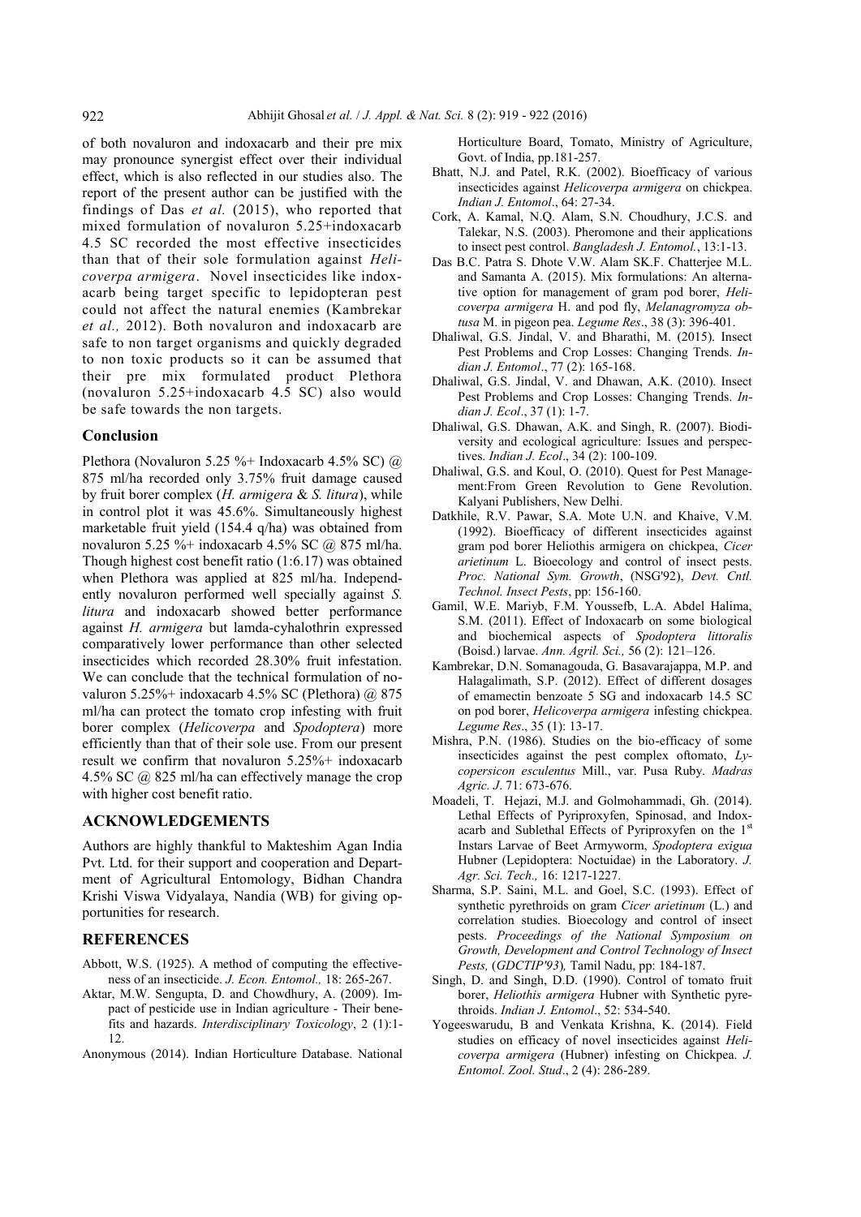of both novaluron and indoxacarb and their pre mix may pronounce synergist effect over their individual effect, which is also reflected in our studies also. The report of the present author can be justified with the findings of Das *et al.* (2015), who reported that mixed formulation of novaluron 5.25+indoxacarb 4.5 SC recorded the most effective insecticides than that of their sole formulation against *Helicoverpa armigera*. Novel insecticides like indoxacarb being target specific to lepidopteran pest could not affect the natural enemies (Kambrekar *et al.,* 2012). Both novaluron and indoxacarb are safe to non target organisms and quickly degraded to non toxic products so it can be assumed that their pre mix formulated product Plethora (novaluron 5.25+indoxacarb 4.5 SC) also would be safe towards the non targets.

## Conclusion

Plethora (Novaluron 5.25 %+ Indoxacarb 4.5% SC) @ 875 ml/ha recorded only 3.75% fruit damage caused by fruit borer complex (*H. armigera* & *S. litura*), while in control plot it was 45.6%. Simultaneously highest marketable fruit yield (154.4 q/ha) was obtained from novaluron 5.25 %+ indoxacarb 4.5% SC @ 875 ml/ha. Though highest cost benefit ratio (1:6.17) was obtained when Plethora was applied at 825 ml/ha. Independently novaluron performed well specially against *S. litura* and indoxacarb showed better performance against *H. armigera* but lamda-cyhalothrin expressed comparatively lower performance than other selected insecticides which recorded 28.30% fruit infestation. We can conclude that the technical formulation of novaluron 5.25%+ indoxacarb 4.5% SC (Plethora) @ 875 ml/ha can protect the tomato crop infesting with fruit borer complex (*Helicoverpa* and *Spodoptera*) more efficiently than that of their sole use. From our present result we confirm that novaluron 5.25%+ indoxacarb 4.5% SC @ 825 ml/ha can effectively manage the crop with higher cost benefit ratio.

## ACKNOWLEDGEMENTS

Authors are highly thankful to Makteshim Agan India Pvt. Ltd. for their support and cooperation and Department of Agricultural Entomology, Bidhan Chandra Krishi Viswa Vidyalaya, Nandia (WB) for giving opportunities for research.

## REFERENCES

Abbott, W.S. (1925). A method of computing the effectiveness of an insecticide. *J. Econ. Entomol.,* 18: 265-267.

Aktar, M.W. Sengupta, D. and Chowdhury, A. (2009). Impact of pesticide use in Indian agriculture - Their benefits and hazards. *Interdisciplinary Toxicology*, 2 (1):1-12.

Anonymous (2014). Indian Horticulture Database. National Horticulture Board, Tomato, Ministry of Agriculture, Govt. of India, pp.181-257.

Bhatt, N.J. and Patel, R.K. (2002). Bioefficacy of various insecticides against *Helicoverpa armigera* on chickpea. *Indian J. Entomol*., 64: 27-34.

Cork, A. Kamal, N.Q. Alam, S.N. Choudhury, J.C.S. and Talekar, N.S. (2003). Pheromone and their applications to insect pest control. *Bangladesh J. Entomol.*, 13:1-13.

Das B.C. Patra S. Dhote V.W. Alam SK.F. Chatterjee M.L. and Samanta A. (2015). Mix formulations: An alternative option for management of gram pod borer, *Helicoverpa armigera* H. and pod fly, *Melanagromyza obtusa* M. in pigeon pea. *Legume Res*., 38 (3): 396-401.

Dhaliwal, G.S. Jindal, V. and Bharathi, M. (2015). Insect Pest Problems and Crop Losses: Changing Trends. *Indian J. Entomol*., 77 (2): 165-168.

Dhaliwal, G.S. Jindal, V. and Dhawan, A.K. (2010). Insect Pest Problems and Crop Losses: Changing Trends. *Indian J. Ecol*., 37 (1): 1-7.

Dhaliwal, G.S. Dhawan, A.K. and Singh, R. (2007). Biodiversity and ecological agriculture: Issues and perspectives. *Indian J. Ecol*., 34 (2): 100-109.

Dhaliwal, G.S. and Koul, O. (2010). Quest for Pest Management:From Green Revolution to Gene Revolution. Kalyani Publishers, New Delhi.

Datkhile, R.V. Pawar, S.A. Mote U.N. and Khaive, V.M. (1992). Bioefficacy of different insecticides against gram pod borer Heliothis armigera on chickpea, *Cicer arietinum* L. Bioecology and control of insect pests. *Proc. National Sym. Growth*, (NSG'92), *Devt. Cntl. Technol. Insect Pests*, pp: 156-160.

Gamil, W.E. Mariyb, F.M. Youssefb, L.A. Abdel Halima, S.M. (2011). Effect of Indoxacarb on some biological and biochemical aspects of *Spodoptera littoralis* (Boisd.) larvae. *Ann. Agril. Sci.,* 56 (2): 121–126.

Kambrekar, D.N. Somanagouda, G. Basavarajappa, M.P. and Halagalimath, S.P. (2012). Effect of different dosages of emamectin benzoate 5 SG and indoxacarb 14.5 SC on pod borer, *Helicoverpa armigera* infesting chickpea. *Legume Res*., 35 (1): 13-17.

Mishra, P.N. (1986). Studies on the bio-efficacy of some insecticides against the pest complex oftomato, *Lycopersicon esculentus* Mill., var. Pusa Ruby. *Madras Agric. J*. 71: 673-676.

Moadeli, T. Hejazi, M.J. and Golmohammadi, Gh. (2014). Lethal Effects of Pyriproxyfen, Spinosad, and Indoxacarb and Sublethal Effects of Pyriproxyfen on the 1st Instars Larvae of Beet Armyworm, *Spodoptera exigua* Hubner (Lepidoptera: Noctuidae) in the Laboratory. *J. Agr. Sci. Tech.,* 16: 1217-1227.

Sharma, S.P. Saini, M.L. and Goel, S.C. (1993). Effect of synthetic pyrethroids on gram *Cicer arietinum* (L.) and correlation studies. Bioecology and control of insect pests. *Proceedings of the National Symposium on Growth, Development and Control Technology of Insect Pests,* (*GDCTIP'93*)*,* Tamil Nadu, pp: 184-187.

Singh, D. and Singh, D.D. (1990). Control of tomato fruit borer, *Heliothis armigera* Hubner with Synthetic pyrethroids. *Indian J. Entomol*., 52: 534-540.

Yogeeswarudu, B and Venkata Krishna, K. (2014). Field studies on efficacy of novel insecticides against *Helicoverpa armigera* (Hubner) infesting on Chickpea. *J. Entomol. Zool. Stud*., 2 (4): 286-289.